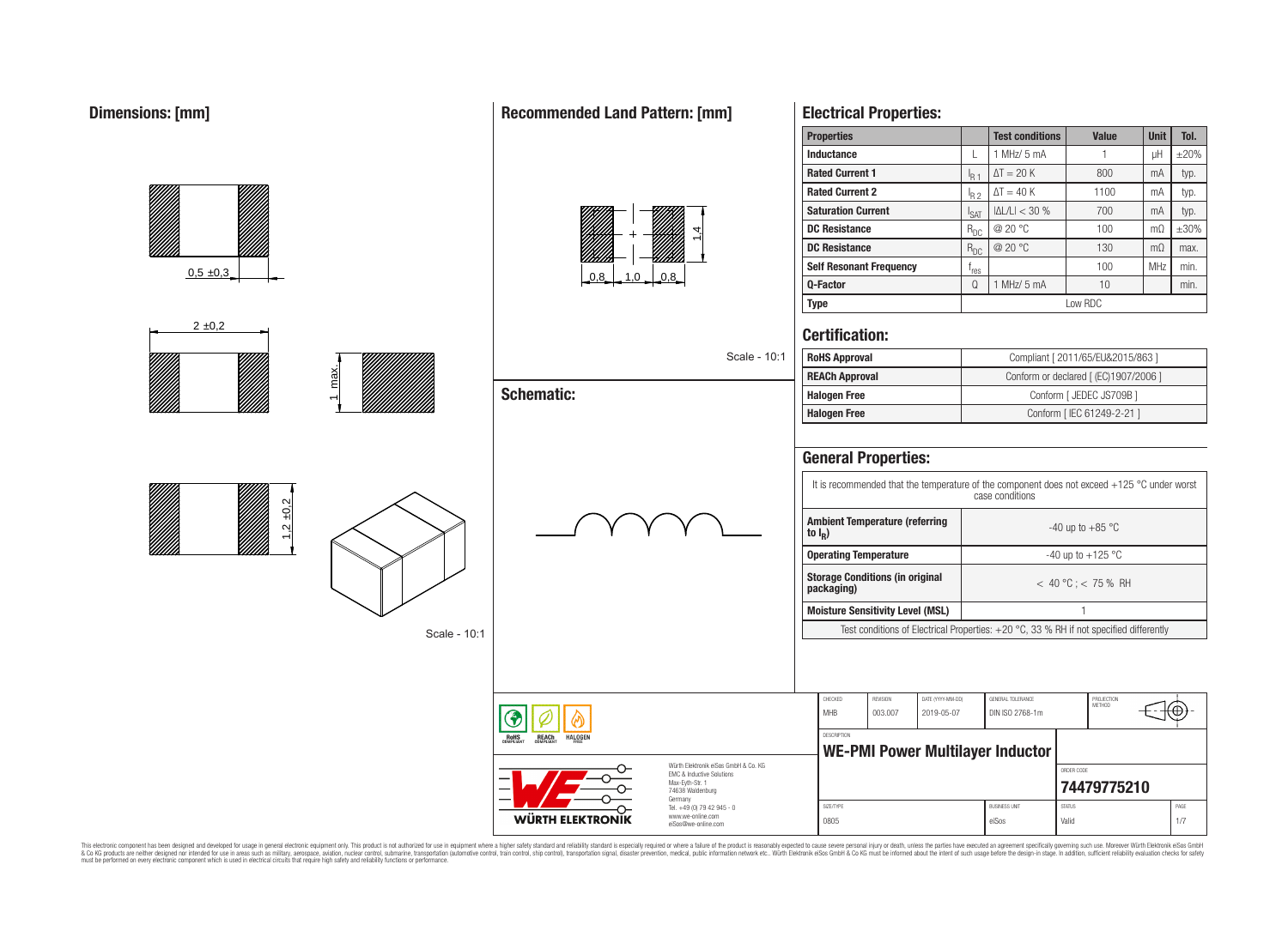## Dimensions: [mm]

0,5 ±0,3

2 ±0,2

1 max.

1,2 ±0,2

Scale - 10:1

## Recommended Land Pattern: [mm]

0,8 | 1,0 | 0,8

1,4

Scale - 10:1

## Schematic:

## Electrical Properties:

| Properties | | Test conditions | Value | Unit | Tol. |
|---|---|---|---|---|---|
| Inductance | L | 1 MHz/ 5 mA | 1 | µH | ±20% |
| Rated Current 1 | $I_{R1}$ | $\Delta T = 20$ K | 800 | mA | typ. |
| Rated Current 2 | $I_{R2}$ | $\Delta T = 40$ K | 1100 | mA | typ. |
| Saturation Current | $I_{SAT}$ | $\|\Delta L/L\| < 30$ % | 700 | mA | typ. |
| DC Resistance | $R_{DC}$ | @ 20 °C | 100 | mΩ | ±30% |
| DC Resistance | $R_{DC}$ | @ 20 °C | 130 | mΩ | max. |
| Self Resonant Frequency | $f_{res}$ | | 100 | MHz | min. |
| Q-Factor | Q | 1 MHz/ 5 mA | 10 | | min. |
| Type | | Low RDC | | | |

## Certification:

| | |
|---|---|
| RoHS Approval | Compliant [ 2011/65/EU&2015/863 ] |
| REACh Approval | Conform or declared [ (EC)1907/2006 ] |
| Halogen Free | Conform [ JEDEC JS709B ] |
| Halogen Free | Conform [ IEC 61249-2-21 ] |

## General Properties:

It is recommended that the temperature of the component does not exceed +125 °C under worst case conditions

| | |
|---|---|
| Ambient Temperature (referring to $I_R$) | -40 up to +85 °C |
| Operating Temperature | -40 up to +125 °C |
| Storage Conditions (in original packaging) | < 40 °C ; < 75 % RH |
| Moisture Sensitivity Level (MSL) | 1 |

Test conditions of Electrical Properties: +20 °C, 33 % RH if not specified differently

| CHECKED | REVISION | DATE (YYYY-MM-DD) | GENERAL TOLERANCE | PROJECTION METHOD |
|---|---|---|---|---|
| MHB | 003.007 | 2019-05-07 | DIN ISO 2768-1m | |

DESCRIPTION: **WE-PMI Power Multilayer Inductor**

ORDER CODE: **74479775210**

| SIZE/TYPE | BUSINESS UNIT | STATUS | PAGE |
|---|---|---|---|
| 0805 | eiSos | Valid | 1/7 |

Würth Elektronik eiSos GmbH & Co. KG
EMC & Inductive Solutions
Max-Eyth-Str. 1
74638 Waldenburg
Germany
Tel. +49 (0) 79 42 945 - 0
www.we-online.com
eiSos@we-online.com

WÜRTH ELEKTRONIK

This electronic component has been designed and developed for usage in general electronic equipment only. This product is not authorized for use in equipment where a higher safety standard and reliability standard is especially required or where a failure of the product is reasonably expected to cause severe personal injury or death, unless the parties have executed an agreement specifically governing such use. Moreover Würth Elektronik eiSos GmbH & Co KG products are neither designed nor intended for use in areas such as military, aerospace, aviation, nuclear control, submarine, transportation (automotive control, train control, ship control), transportation signal, disaster prevention, medical, public information network etc.. Würth Elektronik eiSos GmbH & Co KG must be informed about the intent of such usage before the design-in stage. In addition, sufficient reliability evaluation checks for safety must be performed on every electronic component which is used in electrical circuits that require high safety and reliability functions or performance.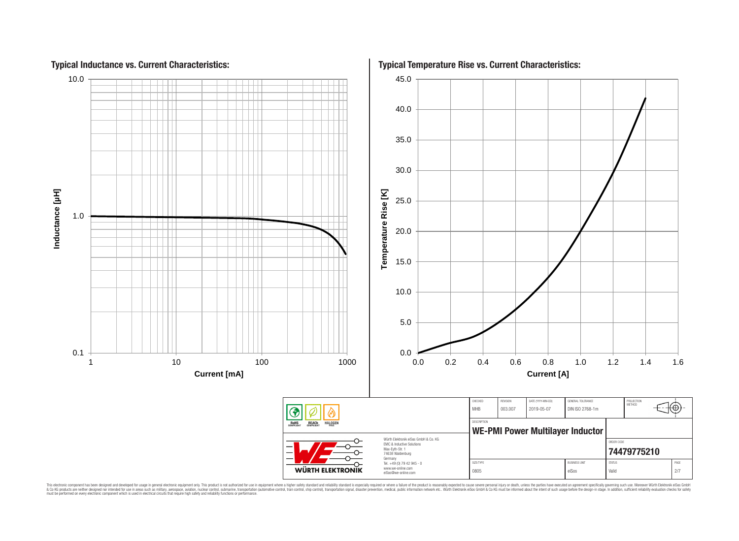## Typical Inductance vs. Current Characteristics:

Inductance [µH]: 0.1, 1.0, 10.0

Current [mA]: 1, 10, 100, 1000

## Typical Temperature Rise vs. Current Characteristics:

Temperature Rise [K]: 0.0, 5.0, 10.0, 15.0, 20.0, 25.0, 30.0, 35.0, 40.0, 45.0

Current [A]: 0.0, 0.2, 0.4, 0.6, 0.8, 1.0, 1.2, 1.4, 1.6

RoHS COMPLIANT | REACh COMPLIANT | HALOGEN FREE

Würth Elektronik eiSos GmbH & Co. KG
EMC & Inductive Solutions
Max-Eyth-Str. 1
74638 Waldenburg
Germany
Tel. +49 (0) 79 42 945 - 0
www.we-online.com
eiSos@we-online.com

WÜRTH ELEKTRONIK

| CHECKED | REVISION | DATE (YYYY-MM-DD) | GENERAL TOLERANCE | PROJECTION METHOD |
|---|---|---|---|---|
| MHB | 003.007 | 2019-05-07 | DIN ISO 2768-1m | |

DESCRIPTION
**WE-PMI Power Multilayer Inductor**

ORDER CODE
**74479775210**

| SIZE/TYPE | BUSINESS UNIT | STATUS | PAGE |
|---|---|---|---|
| 0805 | eiSos | Valid | 2/7 |

This electronic component has been designed and developed for usage in general electronic equipment only. This product is not authorized for use in equipment where a higher safety standard and reliability standard is especially required or where a failure of the product is reasonably expected to cause severe personal injury or death, unless the parties have executed an agreement specifically governing such use. Moreover Würth Elektronik eiSos GmbH & Co KG products are neither designed nor intended for use in areas such as military, aerospace, aviation, nuclear control, submarine, transportation (automotive control, train control, ship control), transportation signal, disaster prevention, medical, public information network etc.. Würth Elektronik eiSos GmbH & Co KG must be informed about the intent of such usage before the design-in stage. In addition, sufficient reliability evaluation checks for safety must be performed on every electronic component which is used in electrical circuits that require high safety and reliability functions or performance.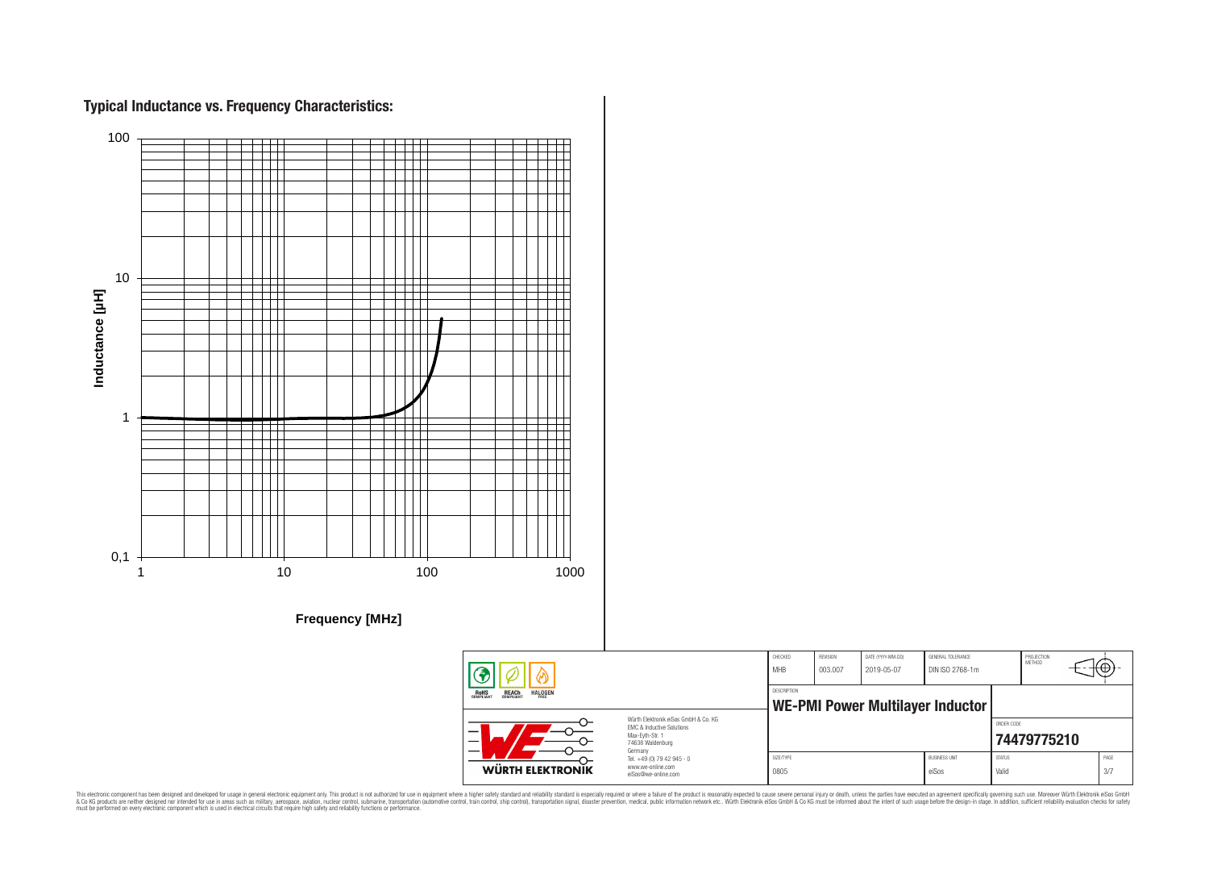## Typical Inductance vs. Frequency Characteristics:

Inductance [µH]

100

10

1

0,1

1 10 100 1000

Frequency [MHz]

| CHECKED | REVISION | DATE (YYYY-MM-DD) | GENERAL TOLERANCE | PROJECTION METHOD |
|---|---|---|---|---|
| MHB | 003.007 | 2019-05-07 | DIN ISO 2768-1m | |

DESCRIPTION

**WE-PMI Power Multilayer Inductor**

ORDER CODE

**74479775210**

| SIZE/TYPE | BUSINESS UNIT | STATUS | PAGE |
|---|---|---|---|
| 0805 | eiSos | Valid | 3/7 |

RoHS COMPLIANT REACh COMPLIANT HALOGEN FREE

WÜRTH ELEKTRONIK

Würth Elektronik eiSos GmbH & Co. KG
EMC & Inductive Solutions
Max-Eyth-Str. 1
74638 Waldenburg
Germany
Tel. +49 (0) 79 42 945 - 0
www.we-online.com
eiSos@we-online.com

This electronic component has been designed and developed for usage in general electronic equipment only. This product is not authorized for use in equipment where a higher safety standard and reliability standard is especially required or where a failure of the product is reasonably expected to cause severe personal injury or death, unless the parties have executed an agreement specifically governing such use. Moreover Würth Elektronik eiSos GmbH & Co KG products are neither designed nor intended for use in areas such as military, aerospace, aviation, nuclear control, submarine, transportation (automotive control, train control, ship control), transportation signal, disaster prevention, medical, public information network etc.. Würth Elektronik eiSos GmbH & Co KG must be informed about the intent of such usage before the design-in stage. In addition, sufficient reliability evaluation checks for safety must be performed on every electronic component which is used in electrical circuits that require high safety and reliability functions or performance.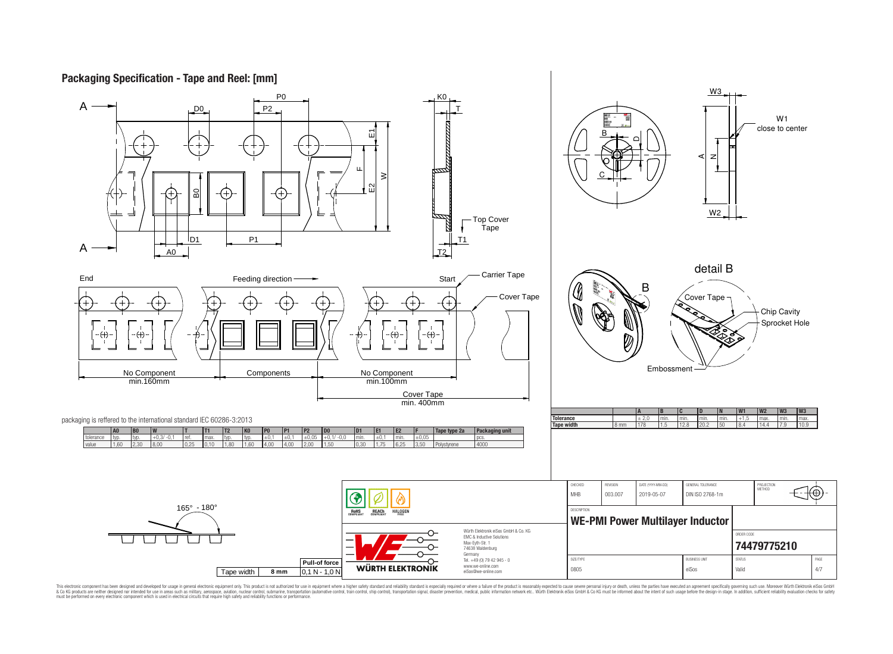# Packaging Specification - Tape and Reel: [mm]

packaging is reffered to the international standard IEC 60286-3:2013

| | A0 | B0 | W | T | T1 | T2 | K0 | P0 | P1 | P2 | D0 | D1 | E1 | E2 | F | Tape type 2a | Packaging unit |
|---|---|---|---|---|---|---|---|---|---|---|---|---|---|---|---|---|---|
| tolerance | typ. | typ. | +0,3/ -0,1 | ref. | max. | typ. | typ. | ±0,1 | ±0,1 | ±0,05 | +0,1/ -0,0 | min. | ±0,1 | min. | ±0,05 | | pcs. |
| value | 1,60 | 2,30 | 8,00 | 0,25 | 0,10 | 1,80 | 1,60 | 4,00 | 4,00 | 2,00 | 1,50 | 0,30 | 1,75 | 6,25 | 3,50 | Polystyrene | 4000 |

| | | A | B | C | D | N | W1 | W2 | W3 | W3 |
|---|---|---|---|---|---|---|---|---|---|---|
| **Tolerance** | | ± 2,0 | min. | min. | min. | min. | +1,5 | max. | min. | max. |
| **Tape width** | 8 mm | 178 | 1,5 | 12,8 | 20,2 | 50 | 8,4 | 14,4 | 7,9 | 10,9 |

End — Feeding direction — Start

No Component min.160mm | Components | No Component min.100mm | Cover Tape min. 400mm

Top Cover Tape, Carrier Tape, Cover Tape

W1 close to center

detail B: Cover Tape, Chip Cavity, Sprocket Hole, Embossment

165° - 180°

| Tape width | Pull-of force |
|---|---|
| 8 mm | 0,1 N - 1,0 N |

| CHECKED | REVISION | DATE (YYYY-MM-DD) | GENERAL TOLERANCE | PROJECTION METHOD |
|---|---|---|---|---|
| MHB | 003.007 | 2019-05-07 | DIN ISO 2768-1m | |

DESCRIPTION: **WE-PMI Power Multilayer Inductor**

ORDER CODE: **74479775210**

| SIZE/TYPE | BUSINESS UNIT | STATUS | PAGE |
|---|---|---|---|
| 0805 | eiSos | Valid | 4/7 |

Würth Elektronik eiSos GmbH & Co. KG
EMC & Inductive Solutions
Max-Eyth-Str. 1
74638 Waldenburg
Germany
Tel. +49 (0) 79 42 945 - 0
www.we-online.com
eiSos@we-online.com

This electronic component has been designed and developed for usage in general electronic equipment only. This product is not authorized for use in equipment where a higher safety standard and reliability standard is especially required or where a failure of the product is reasonably expected to cause severe personal injury or death, unless the parties have executed an agreement specifically governing such use. Moreover Würth Elektronik eiSos GmbH & Co KG products are neither designed nor intended for use in areas such as military, aerospace, aviation, nuclear control, submarine, transportation (automotive control, train control, ship control), transportation signal, disaster prevention, medical, public information network etc.. Würth Elektronik eiSos GmbH & Co KG must be informed about the intent of such usage before the design-in stage. In addition, sufficient reliability evaluation checks for safety must be performed on every electronic component which is used in electrical circuits that require high safety and reliability functions or performance.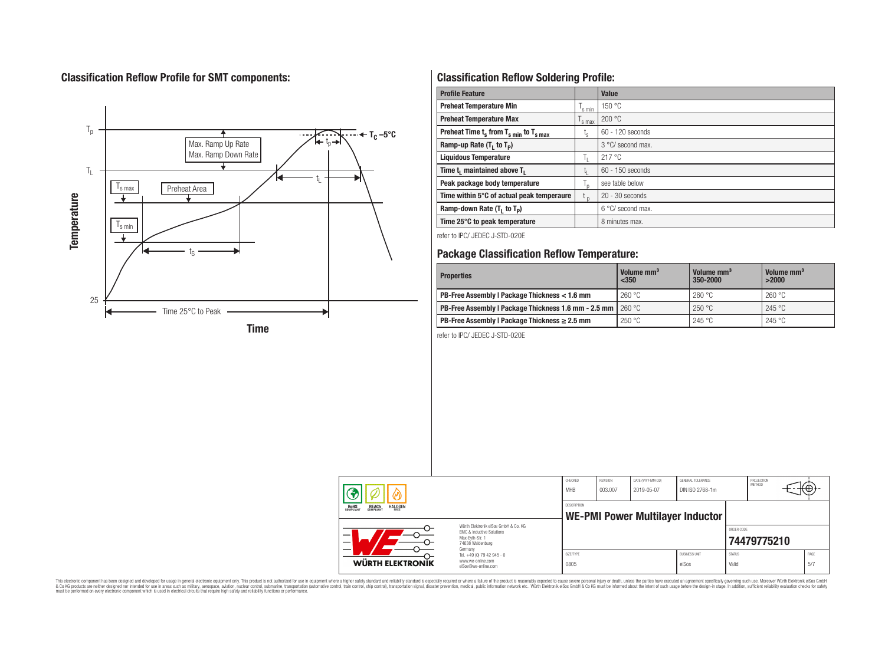## Classification Reflow Profile for SMT components:

## Classification Reflow Soldering Profile:

| Profile Feature | | Value |
|---|---|---|
| Preheat Temperature Min | $T_{s\ min}$ | 150 °C |
| Preheat Temperature Max | $T_{s\ max}$ | 200 °C |
| Preheat Time $t_s$ from $T_{s\ min}$ to $T_{s\ max}$ | $t_s$ | 60 - 120 seconds |
| Ramp-up Rate ($T_L$ to $T_P$) | | 3 °C/ second max. |
| Liquidous Temperature | $T_L$ | 217 °C |
| Time $t_L$ maintained above $T_L$ | $t_L$ | 60 - 150 seconds |
| Peak package body temperature | $T_p$ | see table below |
| Time within 5°C of actual peak temperaure | $t_p$ | 20 - 30 seconds |
| Ramp-down Rate ($T_L$ to $T_P$) | | 6 °C/ second max. |
| Time 25°C to peak temperature | | 8 minutes max. |

refer to IPC/ JEDEC J-STD-020E

## Package Classification Reflow Temperature:

| Properties | Volume mm³ <350 | Volume mm³ 350-2000 | Volume mm³ >2000 |
|---|---|---|---|
| PB-Free Assembly \| Package Thickness < 1.6 mm | 260 °C | 260 °C | 260 °C |
| PB-Free Assembly \| Package Thickness 1.6 mm - 2.5 mm | 260 °C | 250 °C | 245 °C |
| PB-Free Assembly \| Package Thickness ≥ 2.5 mm | 250 °C | 245 °C | 245 °C |

refer to IPC/ JEDEC J-STD-020E

| CHECKED | REVISION | DATE (YYYY-MM-DD) | GENERAL TOLERANCE | PROJECTION METHOD |
|---|---|---|---|---|
| MHB | 003.007 | 2019-05-07 | DIN ISO 2768-1m | |

DESCRIPTION: **WE-PMI Power Multilayer Inductor**

ORDER CODE: **74479775210**

| SIZE/TYPE | BUSINESS UNIT | STATUS | PAGE |
|---|---|---|---|
| 0805 | eiSos | Valid | 5/7 |

Würth Elektronik eiSos GmbH & Co. KG
EMC & Inductive Solutions
Max-Eyth-Str. 1
74638 Waldenburg
Germany
Tel. +49 (0) 79 42 945 - 0
www.we-online.com
eiSos@we-online.com

This electronic component has been designed and developed for usage in general electronic equipment only. This product is not authorized for use in equipment where a higher safety standard and reliability standard is especially required or where a failure of the product is reasonably expected to cause severe personal injury or death, unless the parties have executed an agreement specifically governing such use. Moreover Würth Elektronik eiSos GmbH & Co KG products are neither designed nor intended for use in areas such as military, aerospace, aviation, nuclear control, submarine, transportation (automotive control, train control, ship control), transportation signal, disaster prevention, medical, public information network etc.. Würth Elektronik eiSos GmbH & Co KG must be informed about the intent of such usage before the design-in stage. In addition, sufficient reliability evaluation checks for safety must be performed on every electronic component which is used in electrical circuits that require high safety and reliability functions or performance.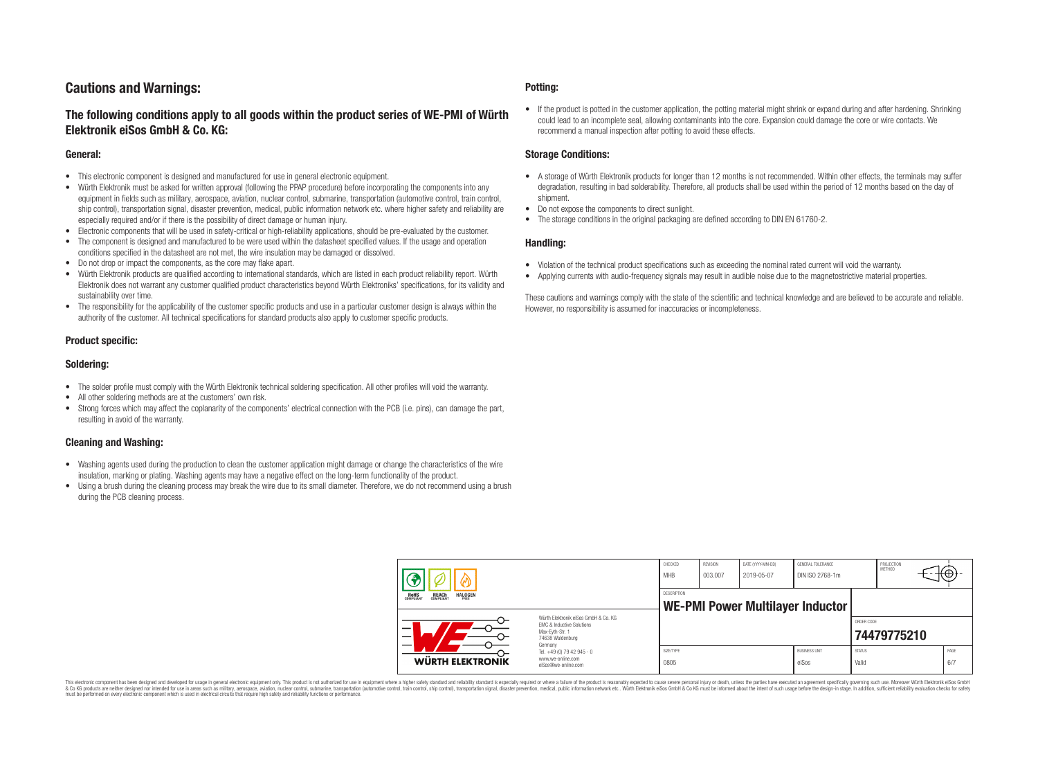# Cautions and Warnings:

## The following conditions apply to all goods within the product series of WE-PMI of Würth Elektronik eiSos GmbH & Co. KG:

### General:

- This electronic component is designed and manufactured for use in general electronic equipment.
- Würth Elektronik must be asked for written approval (following the PPAP procedure) before incorporating the components into any equipment in fields such as military, aerospace, aviation, nuclear control, submarine, transportation (automotive control, train control, ship control), transportation signal, disaster prevention, medical, public information network etc. where higher safety and reliability are especially required and/or if there is the possibility of direct damage or human injury.
- Electronic components that will be used in safety-critical or high-reliability applications, should be pre-evaluated by the customer.
- The component is designed and manufactured to be were used within the datasheet specified values. If the usage and operation conditions specified in the datasheet are not met, the wire insulation may be damaged or dissolved.
- Do not drop or impact the components, as the core may flake apart.
- Würth Elektronik products are qualified according to international standards, which are listed in each product reliability report. Würth Elektronik does not warrant any customer qualified product characteristics beyond Würth Elektroniks' specifications, for its validity and sustainability over time.
- The responsibility for the applicability of the customer specific products and use in a particular customer design is always within the authority of the customer. All technical specifications for standard products also apply to customer specific products.

### Product specific:

### Soldering:

- The solder profile must comply with the Würth Elektronik technical soldering specification. All other profiles will void the warranty.
- All other soldering methods are at the customers' own risk.
- Strong forces which may affect the coplanarity of the components' electrical connection with the PCB (i.e. pins), can damage the part, resulting in avoid of the warranty.

### Cleaning and Washing:

- Washing agents used during the production to clean the customer application might damage or change the characteristics of the wire insulation, marking or plating. Washing agents may have a negative effect on the long-term functionality of the product.
- Using a brush during the cleaning process may break the wire due to its small diameter. Therefore, we do not recommend using a brush during the PCB cleaning process.

### Potting:

- If the product is potted in the customer application, the potting material might shrink or expand during and after hardening. Shrinking could lead to an incomplete seal, allowing contaminants into the core. Expansion could damage the core or wire contacts. We recommend a manual inspection after potting to avoid these effects.

### Storage Conditions:

- A storage of Würth Elektronik products for longer than 12 months is not recommended. Within other effects, the terminals may suffer degradation, resulting in bad solderability. Therefore, all products shall be used within the period of 12 months based on the day of shipment.
- Do not expose the components to direct sunlight.
- The storage conditions in the original packaging are defined according to DIN EN 61760-2.

### Handling:

- Violation of the technical product specifications such as exceeding the nominal rated current will void the warranty.
- Applying currents with audio-frequency signals may result in audible noise due to the magnetostrictive material properties.

These cautions and warnings comply with the state of the scientific and technical knowledge and are believed to be accurate and reliable. However, no responsibility is assumed for inaccuracies or incompleteness.

| CHECKED | REVISION | DATE (YYYY-MM-DD) | GENERAL TOLERANCE | PROJECTION METHOD |
|---|---|---|---|---|
| MHB | 003.007 | 2019-05-07 | DIN ISO 2768-1m | |

| DESCRIPTION | ORDER CODE |
|---|---|
| WE-PMI Power Multilayer Inductor | 74479775210 |

| SIZE/TYPE | BUSINESS UNIT | STATUS | PAGE |
|---|---|---|---|
| 0805 | eiSos | Valid | 6/7 |

Würth Elektronik eiSos GmbH & Co. KG
EMC & Inductive Solutions
Max-Eyth-Str. 1
74638 Waldenburg
Germany
Tel. +49 (0) 79 42 945 - 0
www.we-online.com
eiSos@we-online.com

This electronic component has been designed and developed for usage in general electronic equipment only. This product is not authorized for use in equipment where a higher safety standard and reliability standard is especially required or where a failure of the product is reasonably expected to cause severe personal injury or death, unless the parties have executed an agreement specifically governing such use. Moreover Würth Elektronik eiSos GmbH & Co KG products are neither designed nor intended for use in areas such as military, aerospace, aviation, nuclear control, submarine, transportation (automotive control, train control, ship control), transportation signal, disaster prevention, medical, public information network etc.. Würth Elektronik eiSos GmbH & Co KG must be informed about the intent of such usage before the design-in stage. In addition, sufficient reliability evaluation checks for safety must be performed on every electronic component which is used in electrical circuits that require high safety and reliability functions or performance.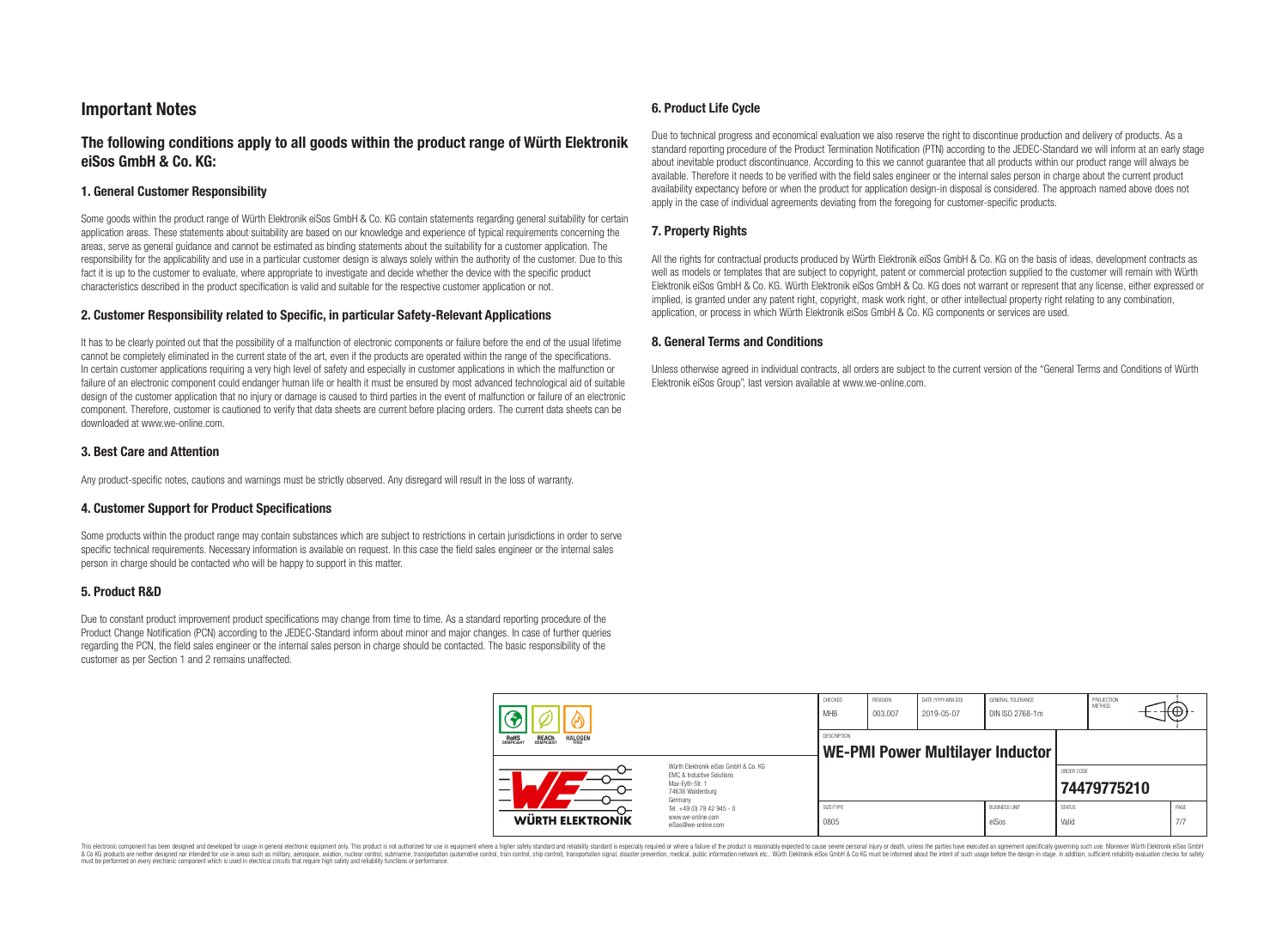# Important Notes

## The following conditions apply to all goods within the product range of Würth Elektronik eiSos GmbH & Co. KG:

### 1. General Customer Responsibility

Some goods within the product range of Würth Elektronik eiSos GmbH & Co. KG contain statements regarding general suitability for certain application areas. These statements about suitability are based on our knowledge and experience of typical requirements concerning the areas, serve as general guidance and cannot be estimated as binding statements about the suitability for a customer application. The responsibility for the applicability and use in a particular customer design is always solely within the authority of the customer. Due to this fact it is up to the customer to evaluate, where appropriate to investigate and decide whether the device with the specific product characteristics described in the product specification is valid and suitable for the respective customer application or not.

### 2. Customer Responsibility related to Specific, in particular Safety-Relevant Applications

It has to be clearly pointed out that the possibility of a malfunction of electronic components or failure before the end of the usual lifetime cannot be completely eliminated in the current state of the art, even if the products are operated within the range of the specifications. In certain customer applications requiring a very high level of safety and especially in customer applications in which the malfunction or failure of an electronic component could endanger human life or health it must be ensured by most advanced technological aid of suitable design of the customer application that no injury or damage is caused to third parties in the event of malfunction or failure of an electronic component. Therefore, customer is cautioned to verify that data sheets are current before placing orders. The current data sheets can be downloaded at www.we-online.com.

### 3. Best Care and Attention

Any product-specific notes, cautions and warnings must be strictly observed. Any disregard will result in the loss of warranty.

### 4. Customer Support for Product Specifications

Some products within the product range may contain substances which are subject to restrictions in certain jurisdictions in order to serve specific technical requirements. Necessary information is available on request. In this case the field sales engineer or the internal sales person in charge should be contacted who will be happy to support in this matter.

### 5. Product R&D

Due to constant product improvement product specifications may change from time to time. As a standard reporting procedure of the Product Change Notification (PCN) according to the JEDEC-Standard inform about minor and major changes. In case of further queries regarding the PCN, the field sales engineer or the internal sales person in charge should be contacted. The basic responsibility of the customer as per Section 1 and 2 remains unaffected.

### 6. Product Life Cycle

Due to technical progress and economical evaluation we also reserve the right to discontinue production and delivery of products. As a standard reporting procedure of the Product Termination Notification (PTN) according to the JEDEC-Standard we will inform at an early stage about inevitable product discontinuance. According to this we cannot guarantee that all products within our product range will always be available. Therefore it needs to be verified with the field sales engineer or the internal sales person in charge about the current product availability expectancy before or when the product for application design-in disposal is considered. The approach named above does not apply in the case of individual agreements deviating from the foregoing for customer-specific products.

### 7. Property Rights

All the rights for contractual products produced by Würth Elektronik eiSos GmbH & Co. KG on the basis of ideas, development contracts as well as models or templates that are subject to copyright, patent or commercial protection supplied to the customer will remain with Würth Elektronik eiSos GmbH & Co. KG. Würth Elektronik eiSos GmbH & Co. KG does not warrant or represent that any license, either expressed or implied, is granted under any patent right, copyright, mask work right, or other intellectual property right relating to any combination, application, or process in which Würth Elektronik eiSos GmbH & Co. KG components or services are used.

### 8. General Terms and Conditions

Unless otherwise agreed in individual contracts, all orders are subject to the current version of the "General Terms and Conditions of Würth Elektronik eiSos Group", last version available at www.we-online.com.

| | | | | | | | |
|---|---|---|---|---|---|---|---|
| RoHS COMPLIANT / REACh COMPLIANT / HALOGEN FREE | | CHECKED MHB | REVISION 003.007 | DATE (YYYY-MM-DD) 2019-05-07 | GENERAL TOLERANCE DIN ISO 2768-1m | | PROJECTION METHOD |
| | | DESCRIPTION **WE-PMI Power Multilayer Inductor** | | | | | |
| WÜRTH ELEKTRONIK | Würth Elektronik eiSos GmbH & Co. KG<br>EMC & Inductive Solutions<br>Max-Eyth-Str. 1<br>74638 Waldenburg<br>Germany<br>Tel. +49 (0) 79 42 945 - 0<br>www.we-online.com<br>eiSos@we-online.com | | | | | ORDER CODE **74479775210** | |
| | | SIZE/TYPE 0805 | | | BUSINESS UNIT eiSos | STATUS Valid | PAGE 7/7 |

This electronic component has been designed and developed for usage in general electronic equipment only. This product is not authorized for use in equipment where a higher safety standard and reliability standard is especially required or where a failure of the product is reasonably expected to cause severe personal injury or death, unless the parties have executed an agreement specifically governing such use. Moreover Würth Elektronik eiSos GmbH & Co KG products are neither designed nor intended for use in areas such as military, aerospace, aviation, nuclear control, submarine, transportation (automotive control, train control, ship control), transportation signal, disaster prevention, medical, public information network etc.. Würth Elektronik eiSos GmbH & Co KG must be informed about the intent of such usage before the design-in stage. In addition, sufficient reliability evaluation checks for safety must be performed on every electronic component which is used in electrical circuits that require high safety and reliability functions or performance.